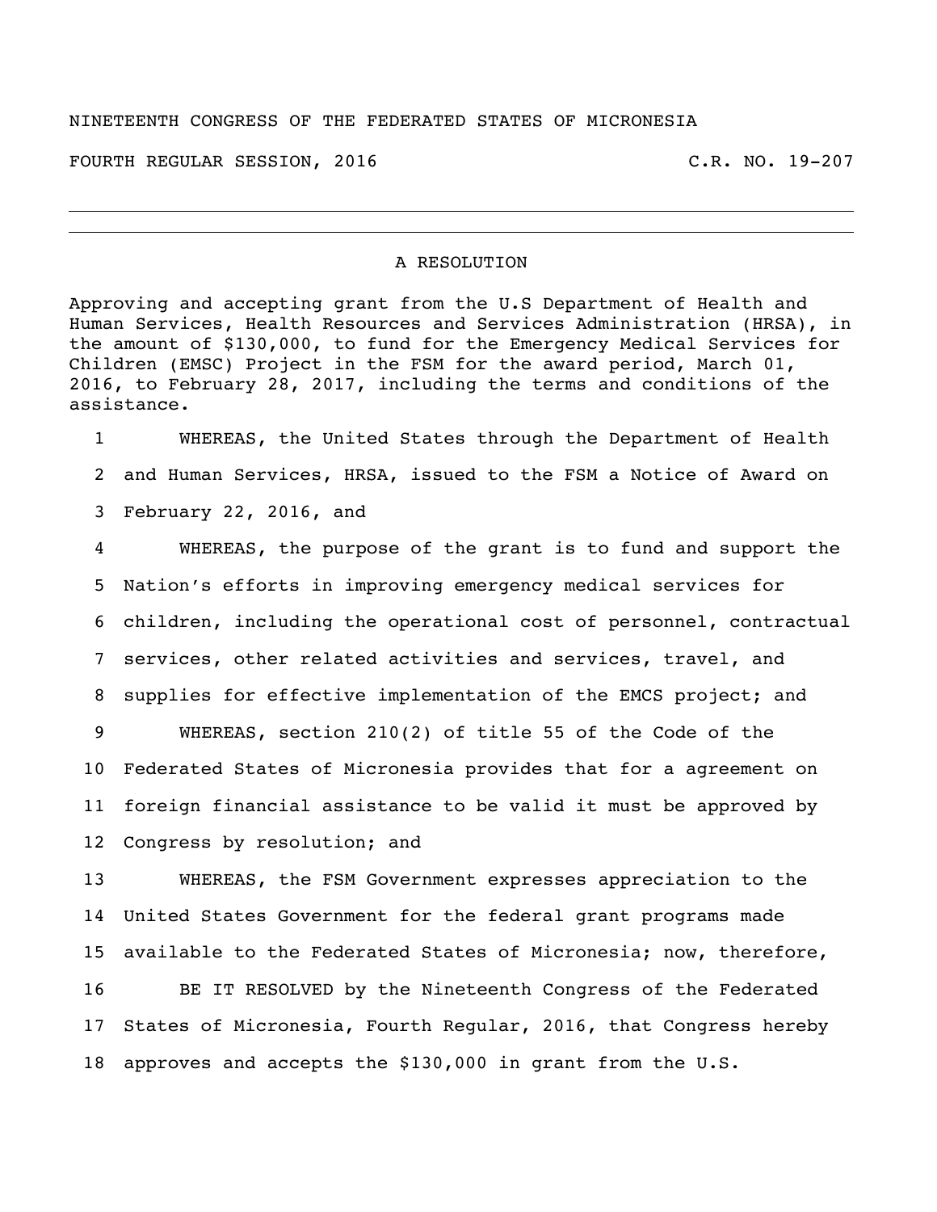NINETEENTH CONGRESS OF THE FEDERATED STATES OF MICRONESIA

FOURTH REGULAR SESSION, 2016 C.R. NO. 19-207

---

## A RESOLUTION

Approving and accepting grant from the U.S Department of Health and Human Services, Health Resources and Services Administration (HRSA), in the amount of $130,000, to fund for the Emergency Medical Services for Children (EMSC) Project in the FSM for the award period, March 01, 2016, to February 28, 2017, including the terms and conditions of the assistance.

1 WHEREAS, the United States through the Department of Health
2 and Human Services, HRSA, issued to the FSM a Notice of Award on
3 February 22, 2016, and
4 WHEREAS, the purpose of the grant is to fund and support the
5 Nation's efforts in improving emergency medical services for
6 children, including the operational cost of personnel, contractual
7 services, other related activities and services, travel, and
8 supplies for effective implementation of the EMCS project; and
9 WHEREAS, section 210(2) of title 55 of the Code of the
10 Federated States of Micronesia provides that for a agreement on
11 foreign financial assistance to be valid it must be approved by
12 Congress by resolution; and
13 WHEREAS, the FSM Government expresses appreciation to the
14 United States Government for the federal grant programs made
15 available to the Federated States of Micronesia; now, therefore,
16 BE IT RESOLVED by the Nineteenth Congress of the Federated
17 States of Micronesia, Fourth Regular, 2016, that Congress hereby
18 approves and accepts the $130,000 in grant from the U.S.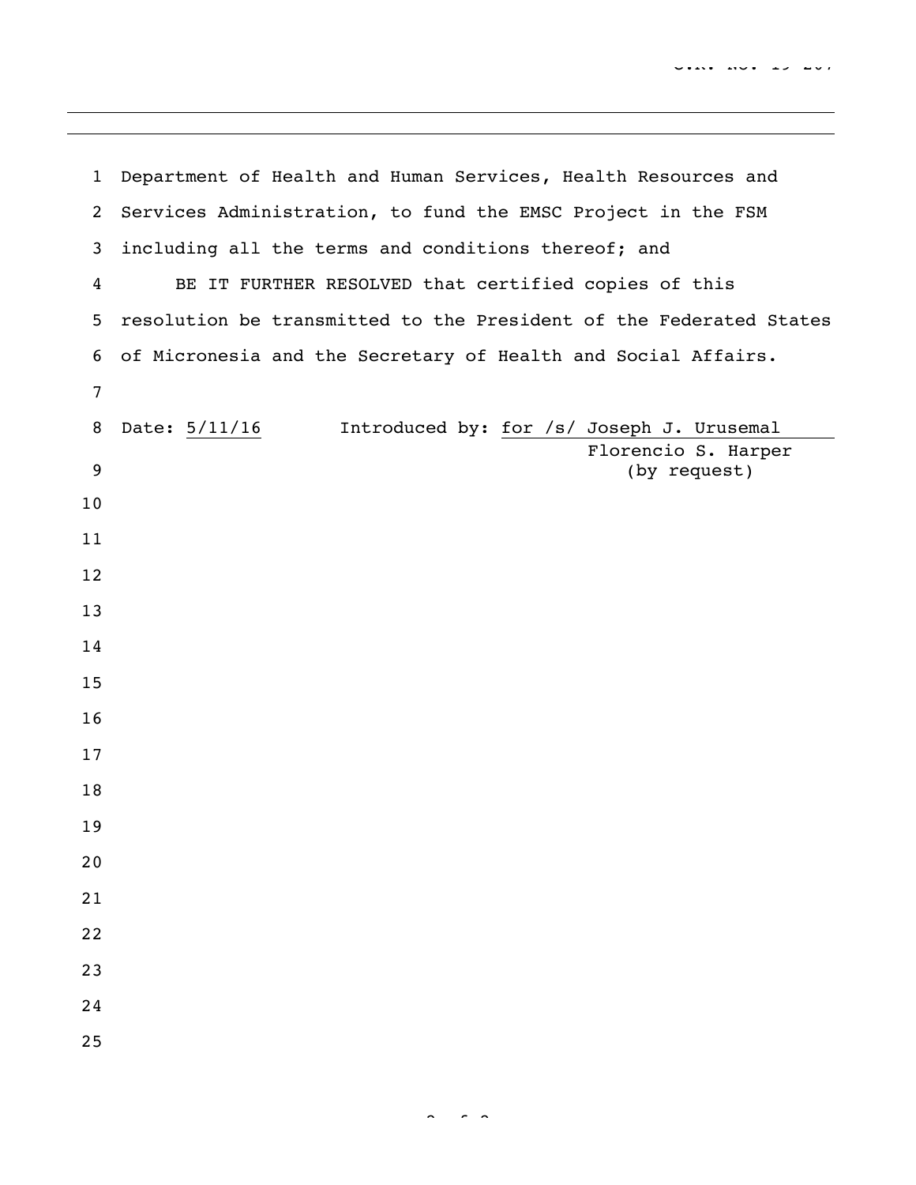Department of Health and Human Services, Health Resources and Services Administration, to fund the EMSC Project in the FSM including all the terms and conditions thereof; and

BE IT FURTHER RESOLVED that certified copies of this resolution be transmitted to the President of the Federated States of Micronesia and the Secretary of Health and Social Affairs.

Date: 5/11/16 Introduced by: for /s/ Joseph J. Urusemal

Florencio S. Harper
(by request)